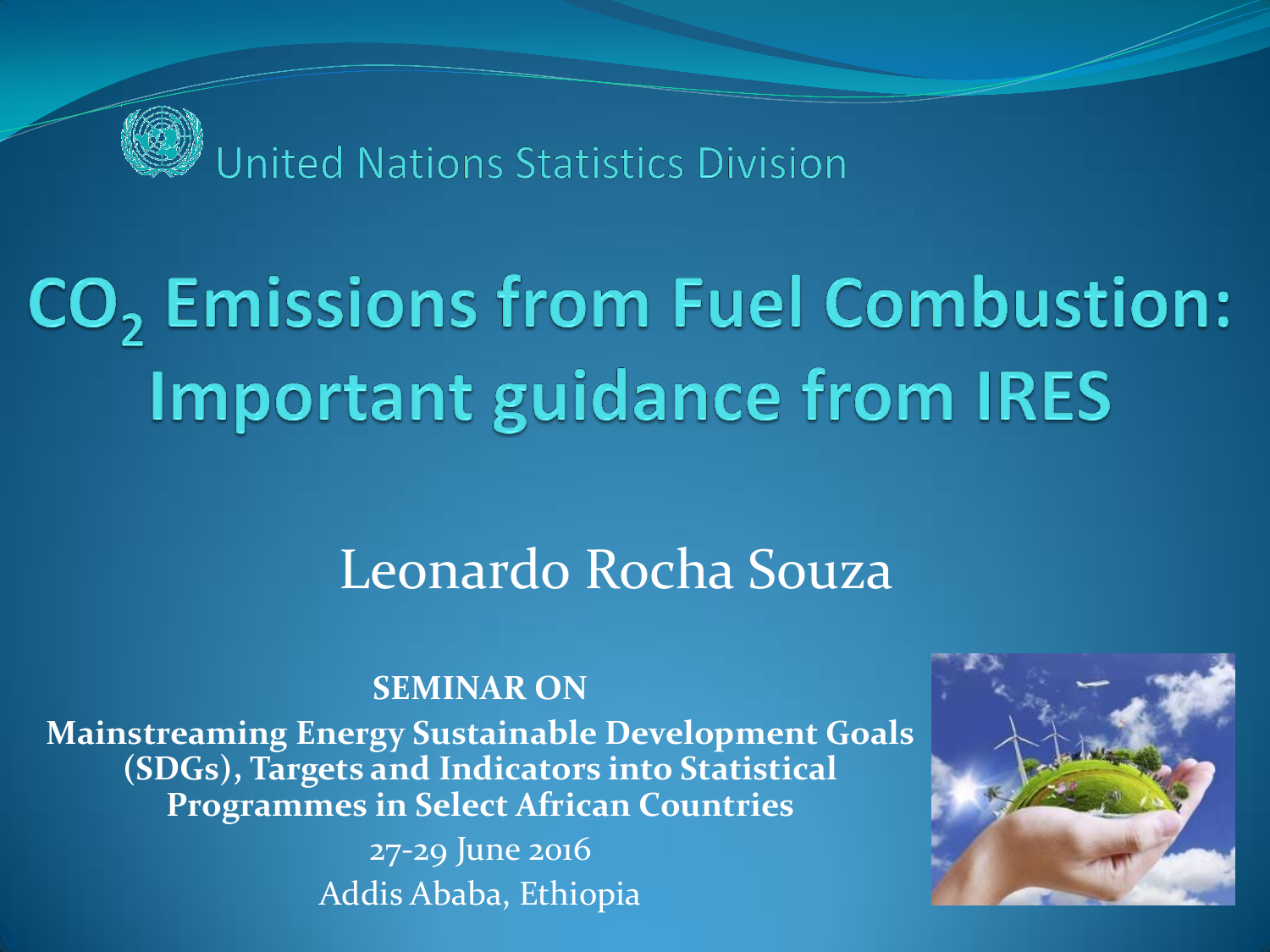United Nations Statistics Division

# $CO_2$ Emissions from Fuel Combustion: Important guidance from IRES

Leonardo Rocha Souza

**SEMINAR ON**

**Mainstreaming Energy Sustainable Development Goals (SDGs), Targets and Indicators into Statistical Programmes in Select African Countries**

27-29 June 2016

Addis Ababa, Ethiopia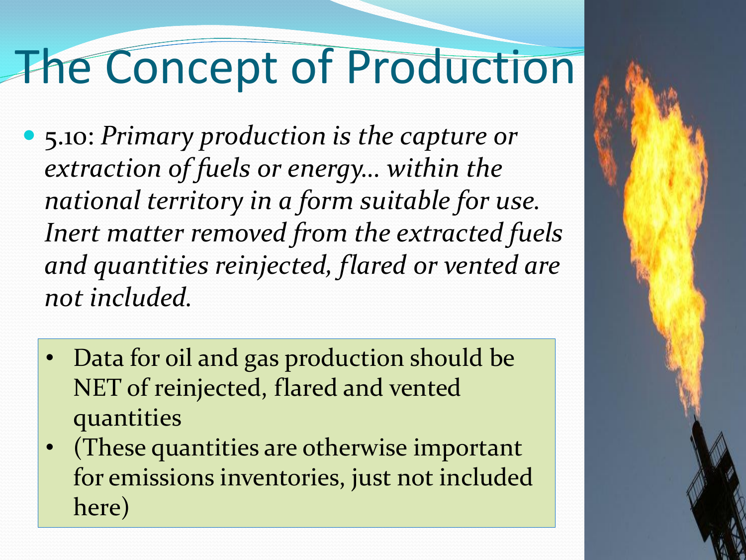# The Concept of Production

- 5.10: *Primary production is the capture or extraction of fuels or energy… within the national territory in a form suitable for use. Inert matter removed from the extracted fuels and quantities reinjected, flared or vented are not included.*

  - Data for oil and gas production should be NET of reinjected, flared and vented quantities
  - (These quantities are otherwise important for emissions inventories, just not included here)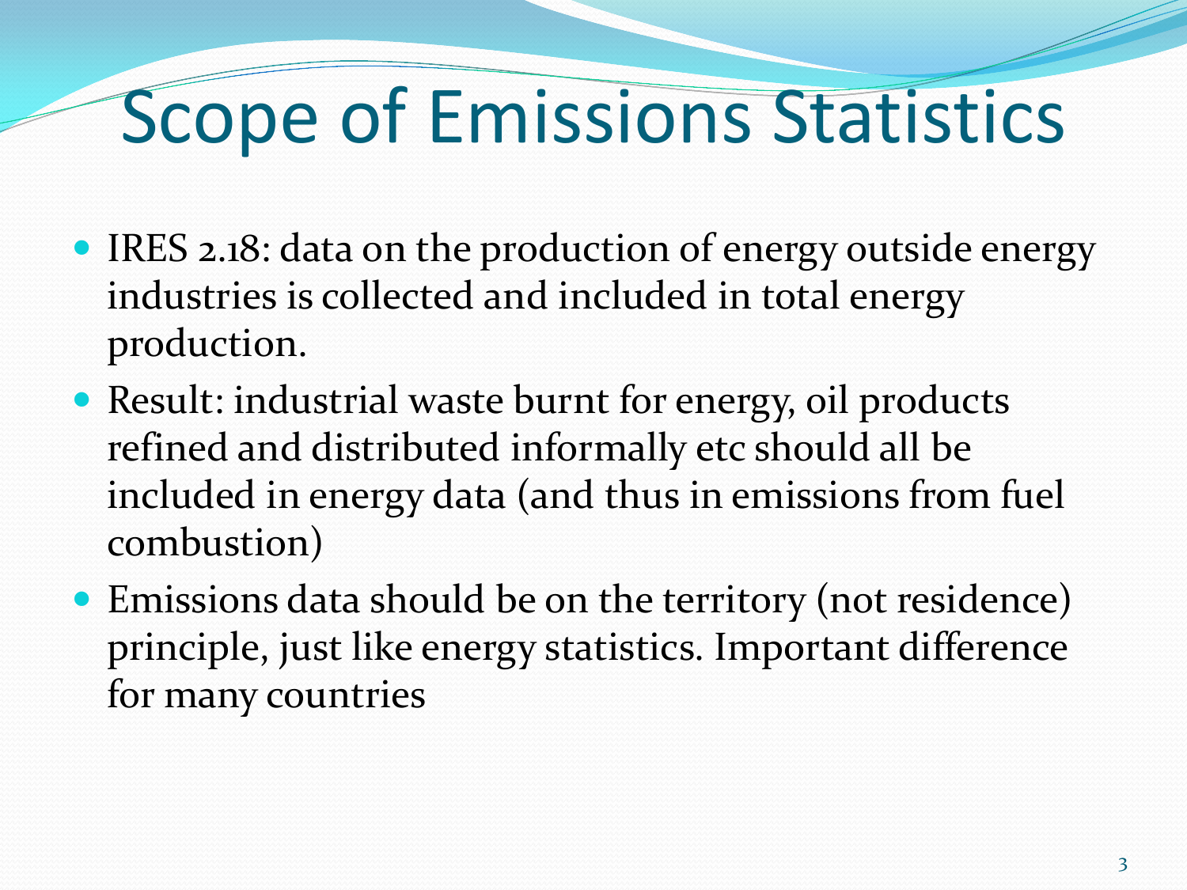# Scope of Emissions Statistics

- IRES 2.18: data on the production of energy outside energy industries is collected and included in total energy production.
- Result: industrial waste burnt for energy, oil products refined and distributed informally etc should all be included in energy data (and thus in emissions from fuel combustion)
- Emissions data should be on the territory (not residence) principle, just like energy statistics. Important difference for many countries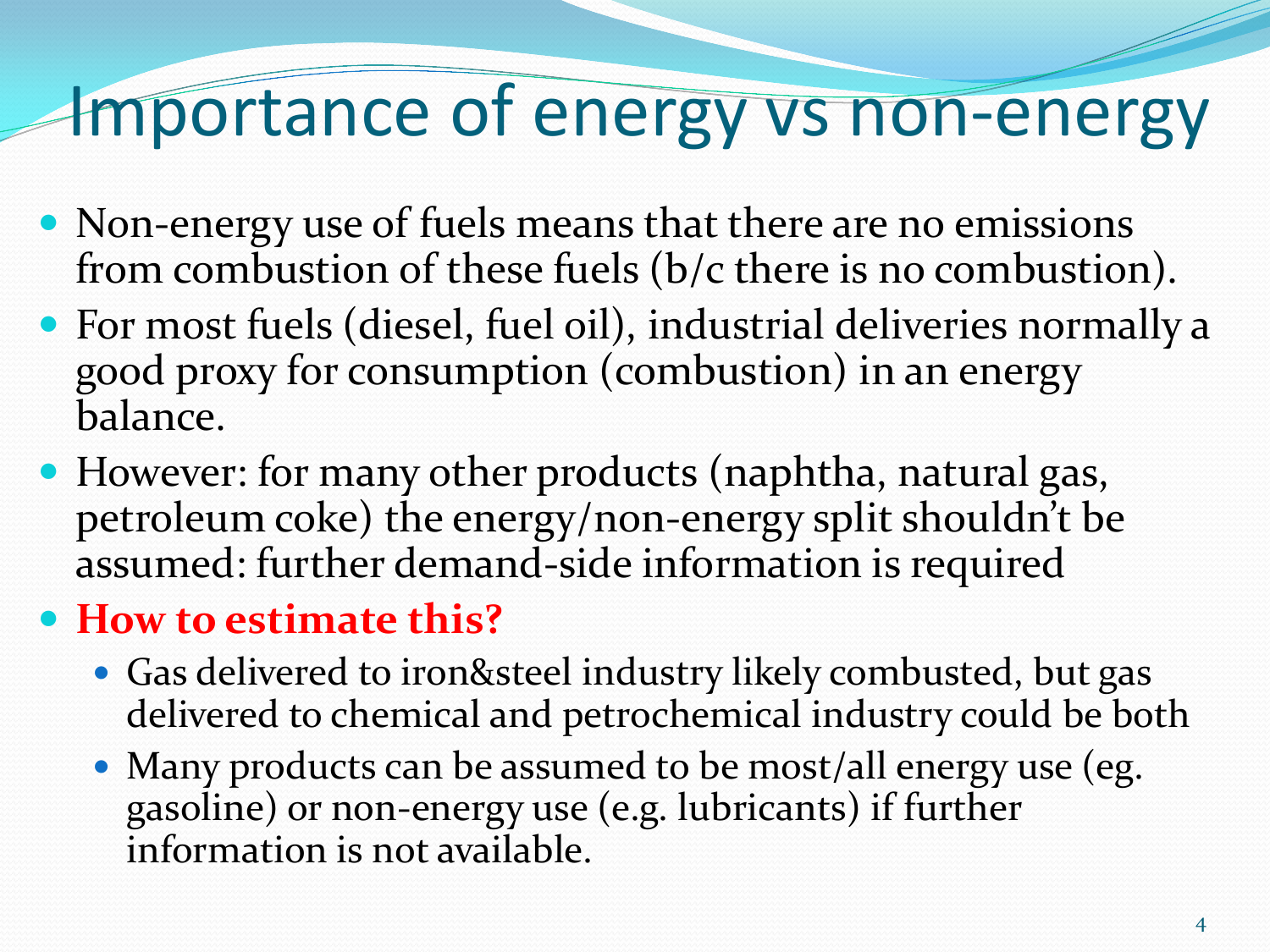# Importance of energy vs non-energy

- Non-energy use of fuels means that there are no emissions from combustion of these fuels (b/c there is no combustion).
- For most fuels (diesel, fuel oil), industrial deliveries normally a good proxy for consumption (combustion) in an energy balance.
- However: for many other products (naphtha, natural gas, petroleum coke) the energy/non-energy split shouldn't be assumed: further demand-side information is required
- **How to estimate this?**
  - Gas delivered to iron&steel industry likely combusted, but gas delivered to chemical and petrochemical industry could be both
  - Many products can be assumed to be most/all energy use (eg. gasoline) or non-energy use (e.g. lubricants) if further information is not available.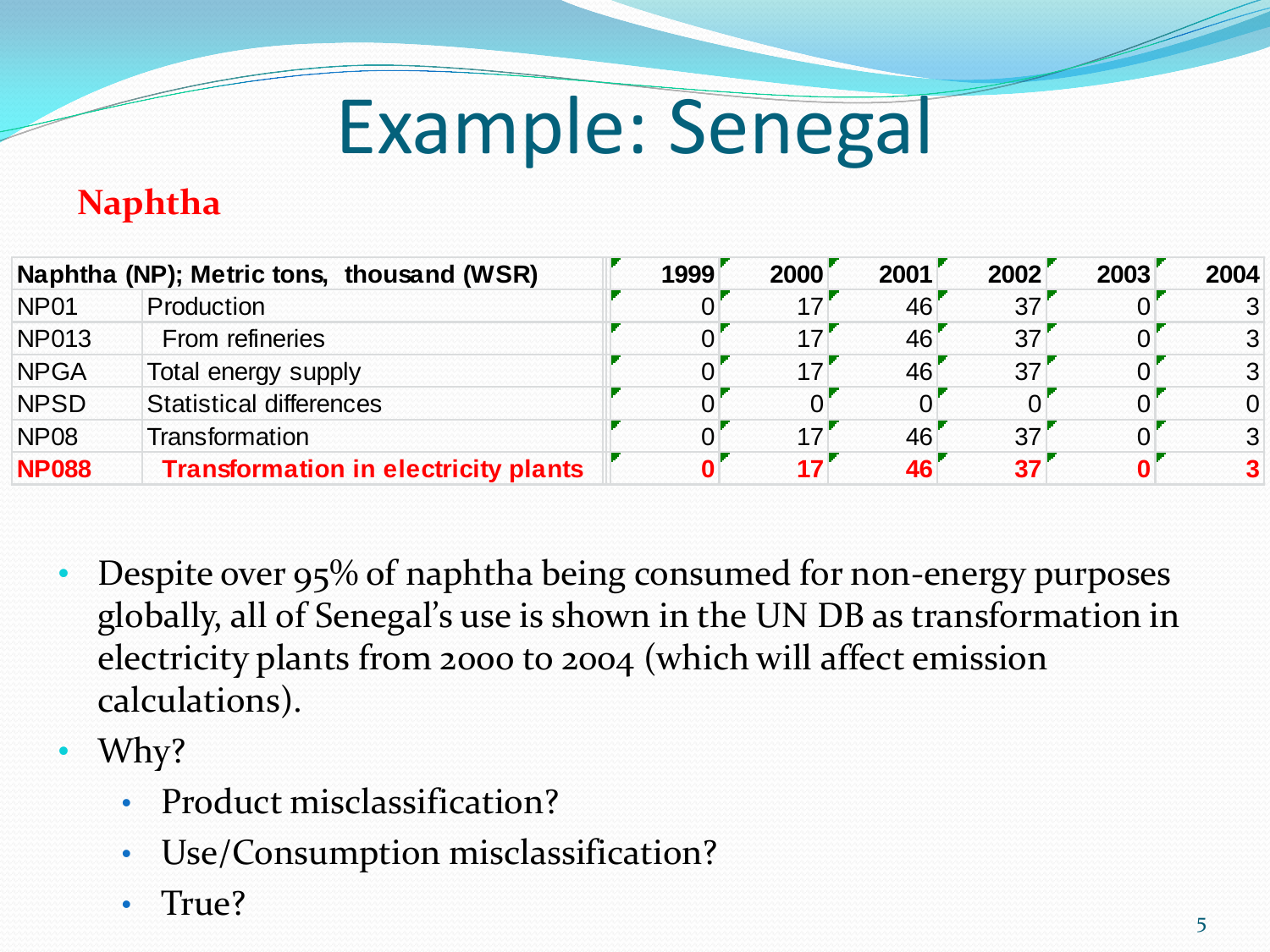# Example: Senegal

## Naphtha

| Naphtha (NP); Metric tons, thousand (WSR) | | 1999 | 2000 | 2001 | 2002 | 2003 | 2004 |
|---|---|---|---|---|---|---|---|
| NP01 | Production | 0 | 17 | 46 | 37 | 0 | 3 |
| NP013 | From refineries | 0 | 17 | 46 | 37 | 0 | 3 |
| NPGA | Total energy supply | 0 | 17 | 46 | 37 | 0 | 3 |
| NPSD | Statistical differences | 0 | 0 | 0 | 0 | 0 | 0 |
| NP08 | Transformation | 0 | 17 | 46 | 37 | 0 | 3 |
| **NP088** | **Transformation in electricity plants** | **0** | **17** | **46** | **37** | **0** | **3** |

- Despite over 95% of naphtha being consumed for non-energy purposes globally, all of Senegal's use is shown in the UN DB as transformation in electricity plants from 2000 to 2004 (which will affect emission calculations).
- Why?
  - Product misclassification?
  - Use/Consumption misclassification?
  - True?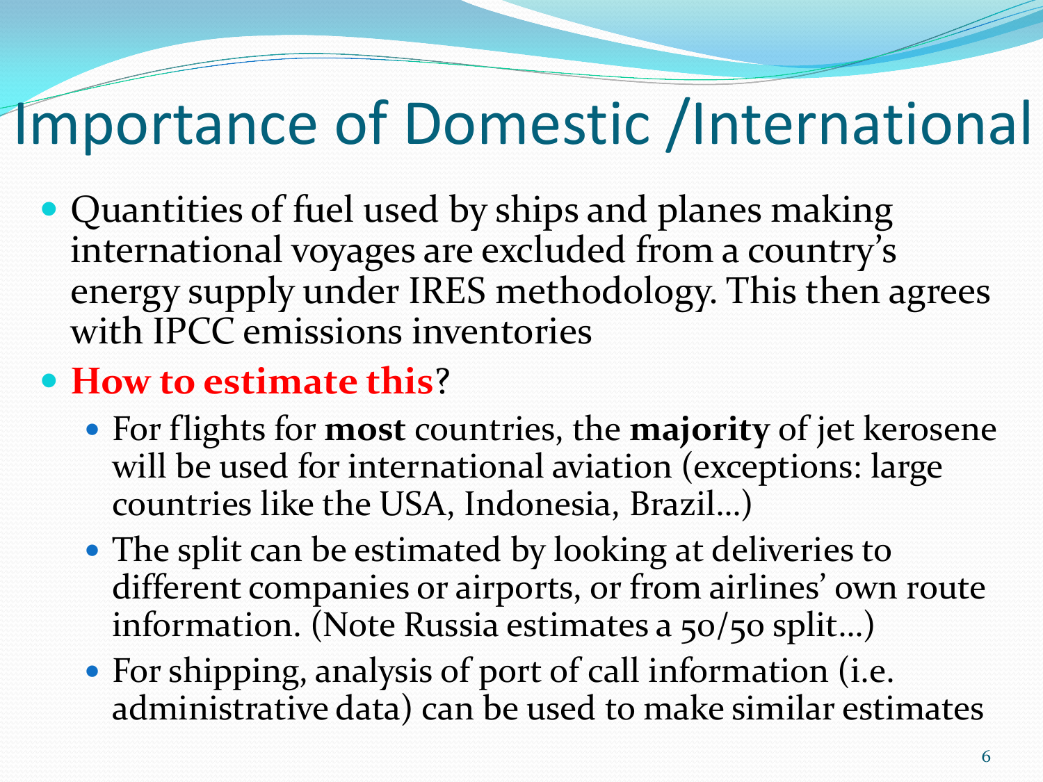# Importance of Domestic /International

- Quantities of fuel used by ships and planes making international voyages are excluded from a country's energy supply under IRES methodology. This then agrees with IPCC emissions inventories
- **How to estimate this**?
  - For flights for **most** countries, the **majority** of jet kerosene will be used for international aviation (exceptions: large countries like the USA, Indonesia, Brazil…)
  - The split can be estimated by looking at deliveries to different companies or airports, or from airlines' own route information. (Note Russia estimates a 50/50 split…)
  - For shipping, analysis of port of call information (i.e. administrative data) can be used to make similar estimates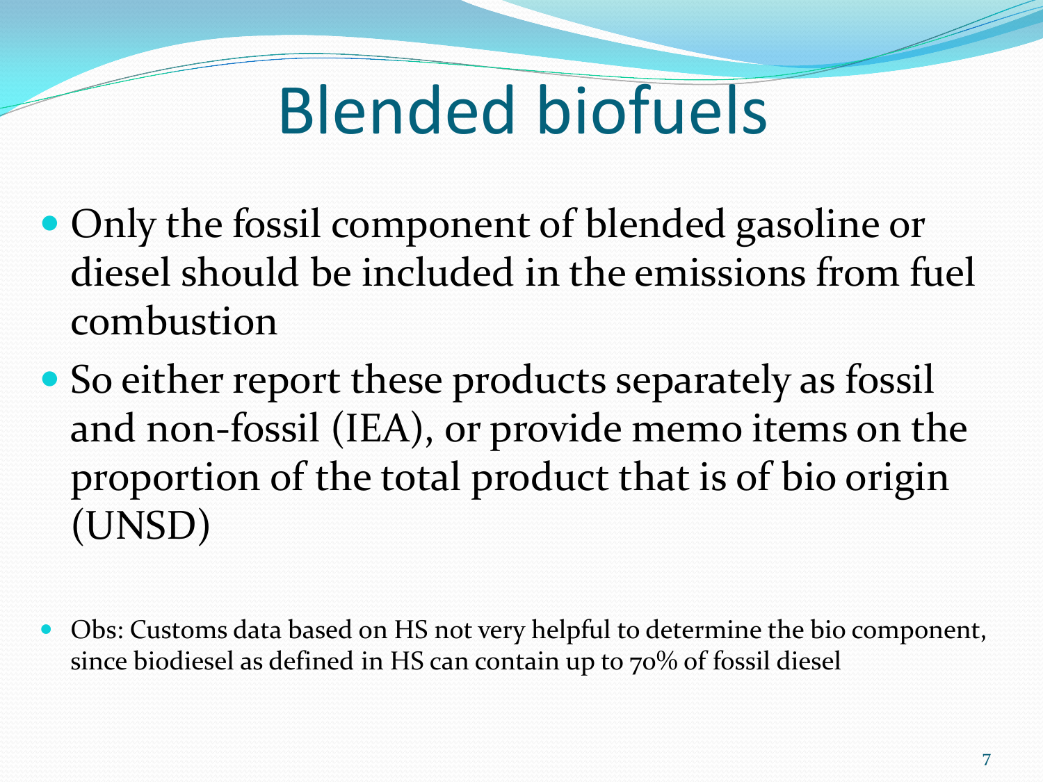# Blended biofuels

- Only the fossil component of blended gasoline or diesel should be included in the emissions from fuel combustion
- So either report these products separately as fossil and non-fossil (IEA), or provide memo items on the proportion of the total product that is of bio origin (UNSD)

- Obs: Customs data based on HS not very helpful to determine the bio component, since biodiesel as defined in HS can contain up to 70% of fossil diesel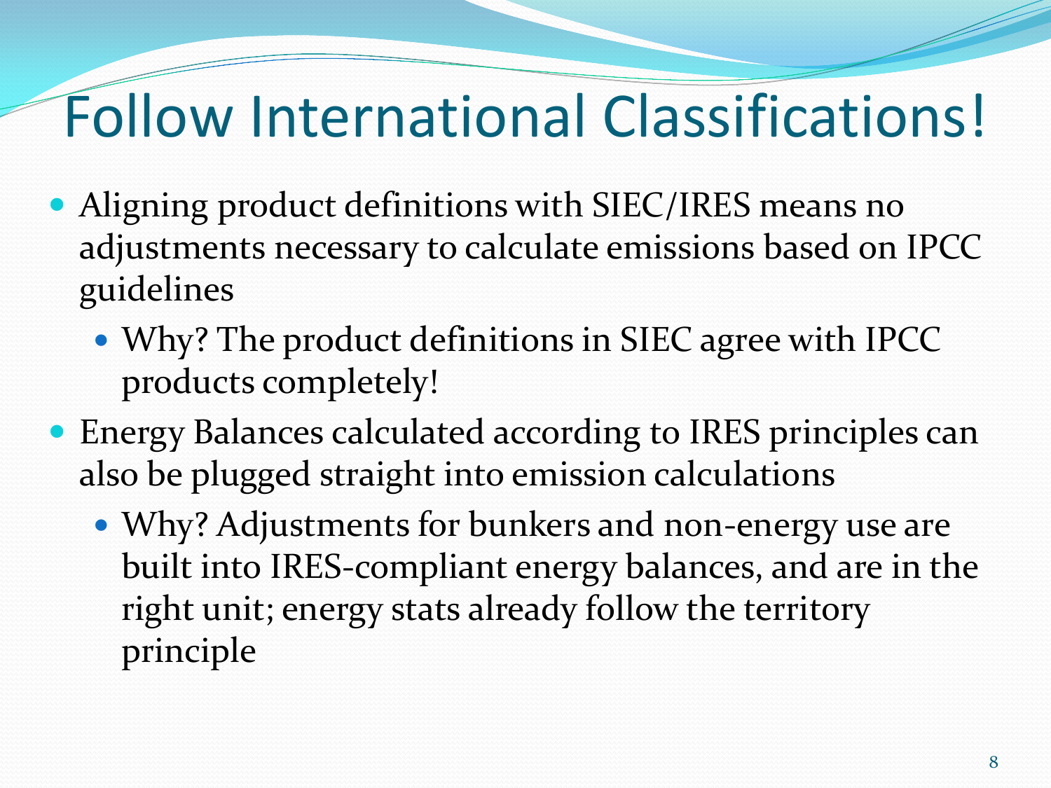# Follow International Classifications!

- Aligning product definitions with SIEC/IRES means no adjustments necessary to calculate emissions based on IPCC guidelines
  - Why? The product definitions in SIEC agree with IPCC products completely!
- Energy Balances calculated according to IRES principles can also be plugged straight into emission calculations
  - Why? Adjustments for bunkers and non-energy use are built into IRES-compliant energy balances, and are in the right unit; energy stats already follow the territory principle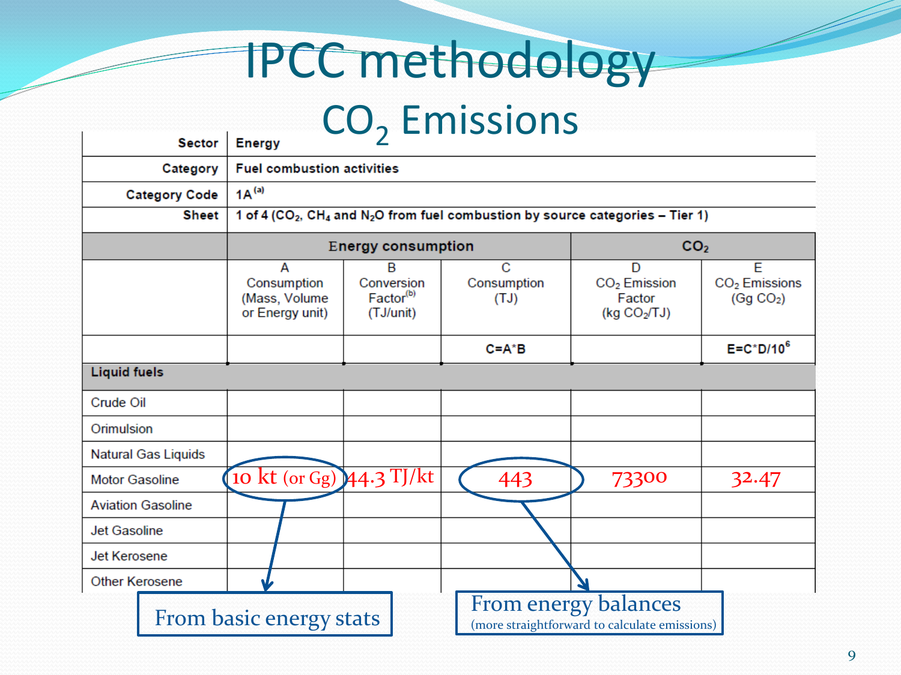# IPCC methodology

## $CO_2$ Emissions

| Sector | Energy | | | | |
|---|---|---|---|---|---|
| Category | Fuel combustion activities | | | | |
| Category Code | 1A[a] | | | | |
| Sheet | 1 of 4 ($CO_2$, $CH_4$ and $N_2O$ from fuel combustion by source categories – Tier 1) | | | | |
| | Energy consumption | | | $CO_2$ | |
| | A<br>Consumption<br>(Mass, Volume or Energy unit) | B<br>Conversion Factor[b]<br>(TJ/unit) | C<br>Consumption<br>(TJ) | D<br>$CO_2$ Emission Factor<br>(kg $CO_2$/TJ) | E<br>$CO_2$ Emissions<br>(Gg $CO_2$) |
| | | | $C=A*B$ | | $E=C*D/10^6$ |
| **Liquid fuels** | | | | | |
| Crude Oil | | | | | |
| Orimulsion | | | | | |
| Natural Gas Liquids | | | | | |
| Motor Gasoline | 10 kt (or Gg) | 44.3 TJ/kt | 443 | 73300 | 32.47 |
| Aviation Gasoline | | | | | |
| Jet Gasoline | | | | | |
| Jet Kerosene | | | | | |
| Other Kerosene | | | | | |

From basic energy stats

From energy balances (more straightforward to calculate emissions)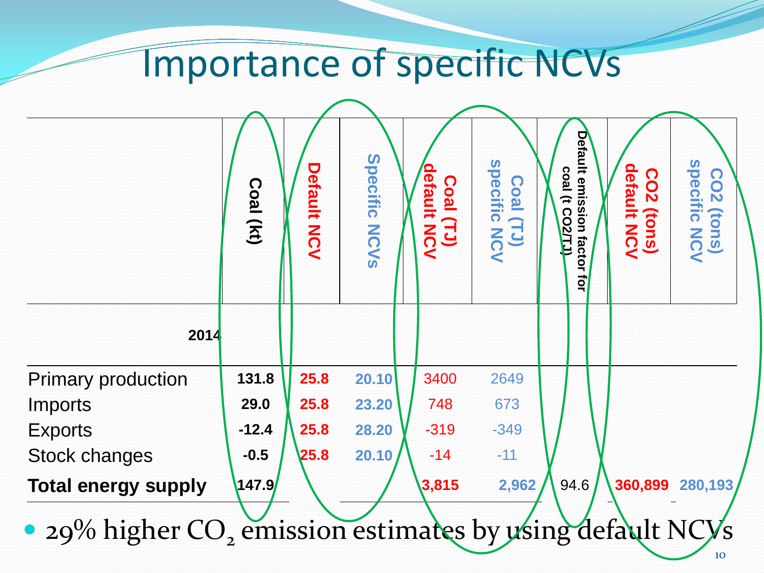# Importance of specific NCVs

| 2014 | Coal (kt) | Default NCV | Specific NCVs | Coal (TJ) default NCV | Coal (TJ) specific NCV | Default emission factor for coal (t CO2/TJ) | CO2 (tons) default NCV | CO2 (tons) specific NCV |
|---|---|---|---|---|---|---|---|---|
| Primary production | 131.8 | 25.8 | 20.10 | 3400 | 2649 | | | |
| Imports | 29.0 | 25.8 | 23.20 | 748 | 673 | | | |
| Exports | -12.4 | 25.8 | 28.20 | -319 | -349 | | | |
| Stock changes | -0.5 | 25.8 | 20.10 | -14 | -11 | | | |
| **Total energy supply** | **147.9** | | | **3,815** | **2,962** | 94.6 | **360,899** | **280,193** |

- 29% higher $CO_2$ emission estimates by using default NCVs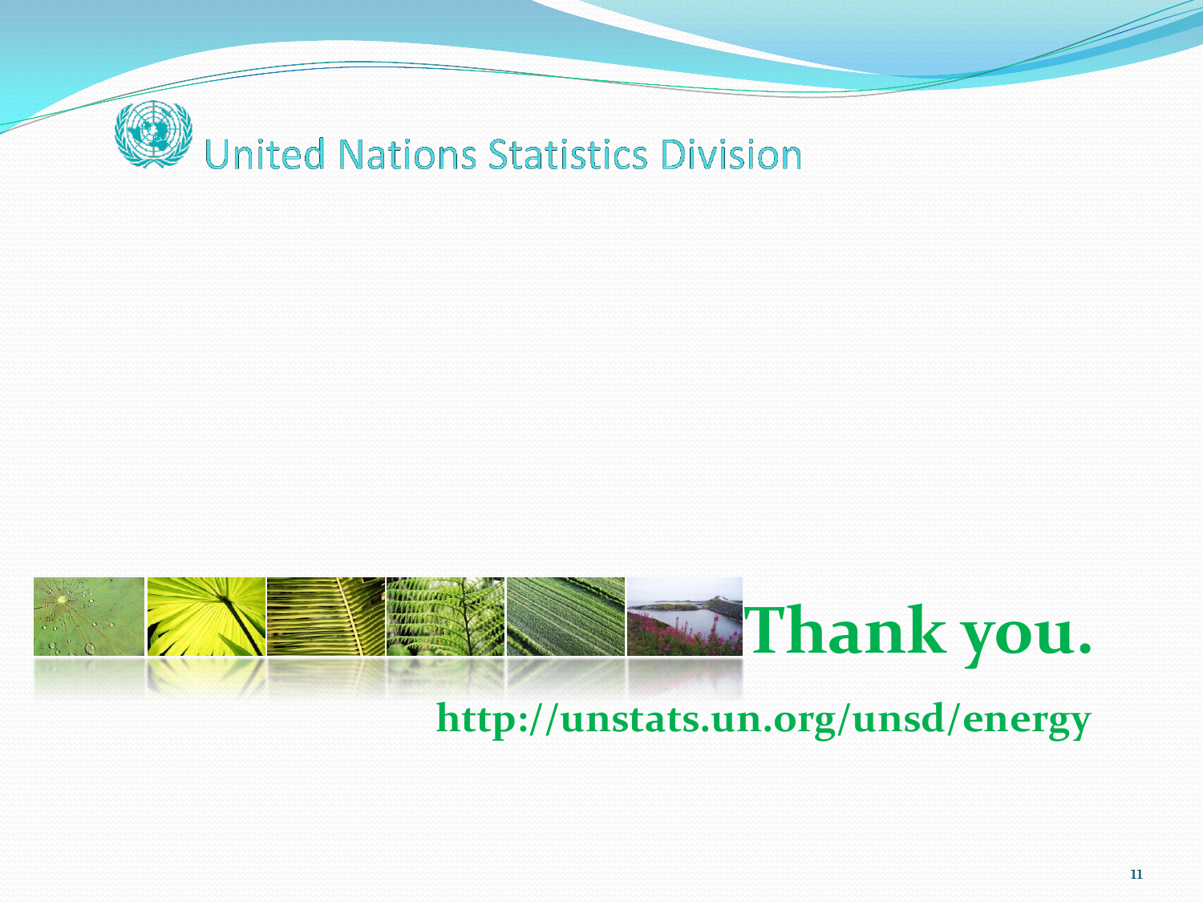United Nations Statistics Division

# Thank you.

**http://unstats.un.org/unsd/energy**